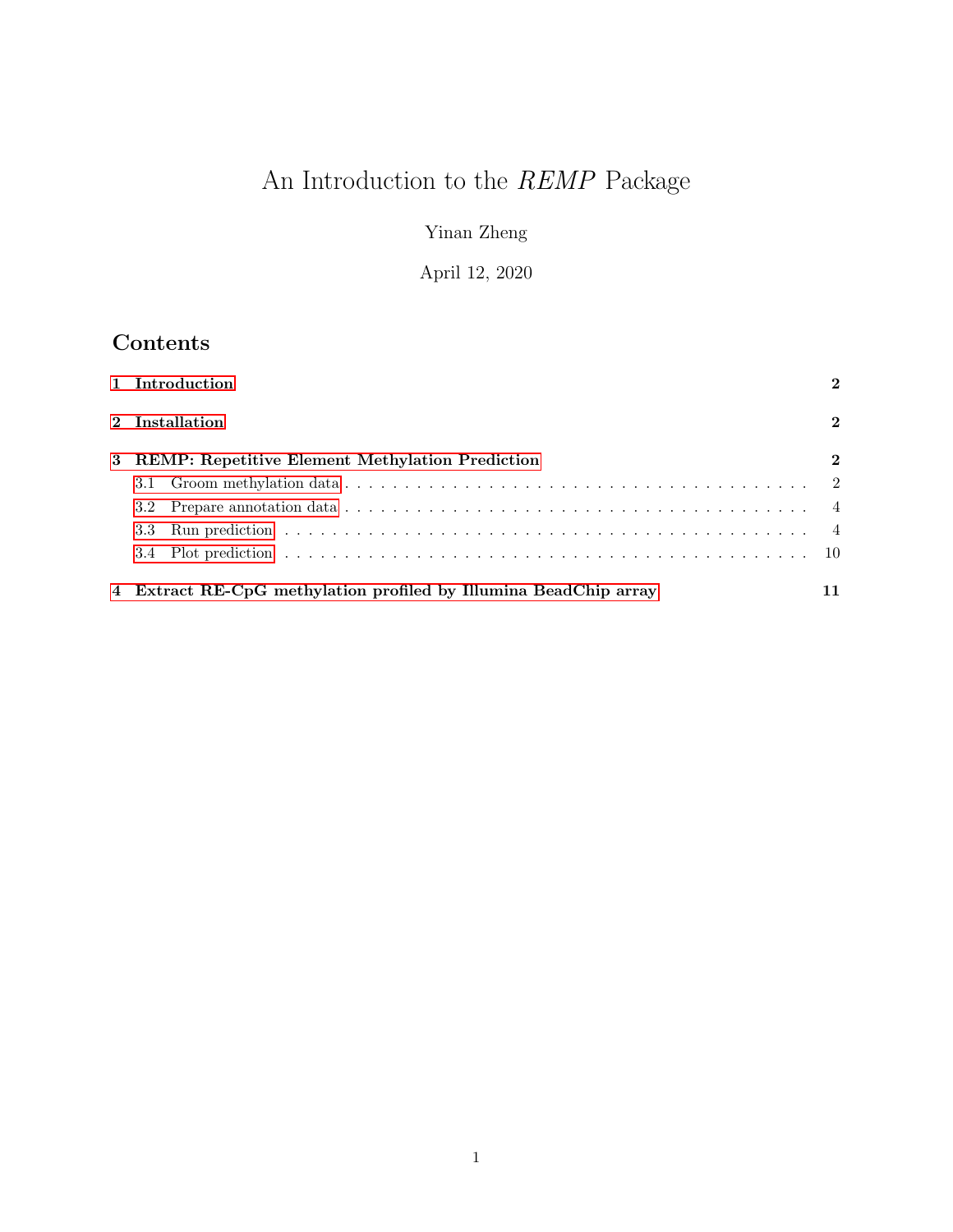# An Introduction to the *REMP* Package

Yinan Zheng

April 12, 2020

## Contents

**1 Introduction** **2**

**2 Installation** **2**

**3 REMP: Repetitive Element Methylation Prediction** **2**

- 3.1 Groom methylation data . . . . . . . . . . . . . . . . . . . . . . . . . . . . . . . . . . . 2
- 3.2 Prepare annotation data . . . . . . . . . . . . . . . . . . . . . . . . . . . . . . . . . . . 4
- 3.3 Run prediction . . . . . . . . . . . . . . . . . . . . . . . . . . . . . . . . . . . . . . . . 4
- 3.4 Plot prediction . . . . . . . . . . . . . . . . . . . . . . . . . . . . . . . . . . . . . . . . 10

**4 Extract RE-CpG methylation profiled by Illumina BeadChip array** **11**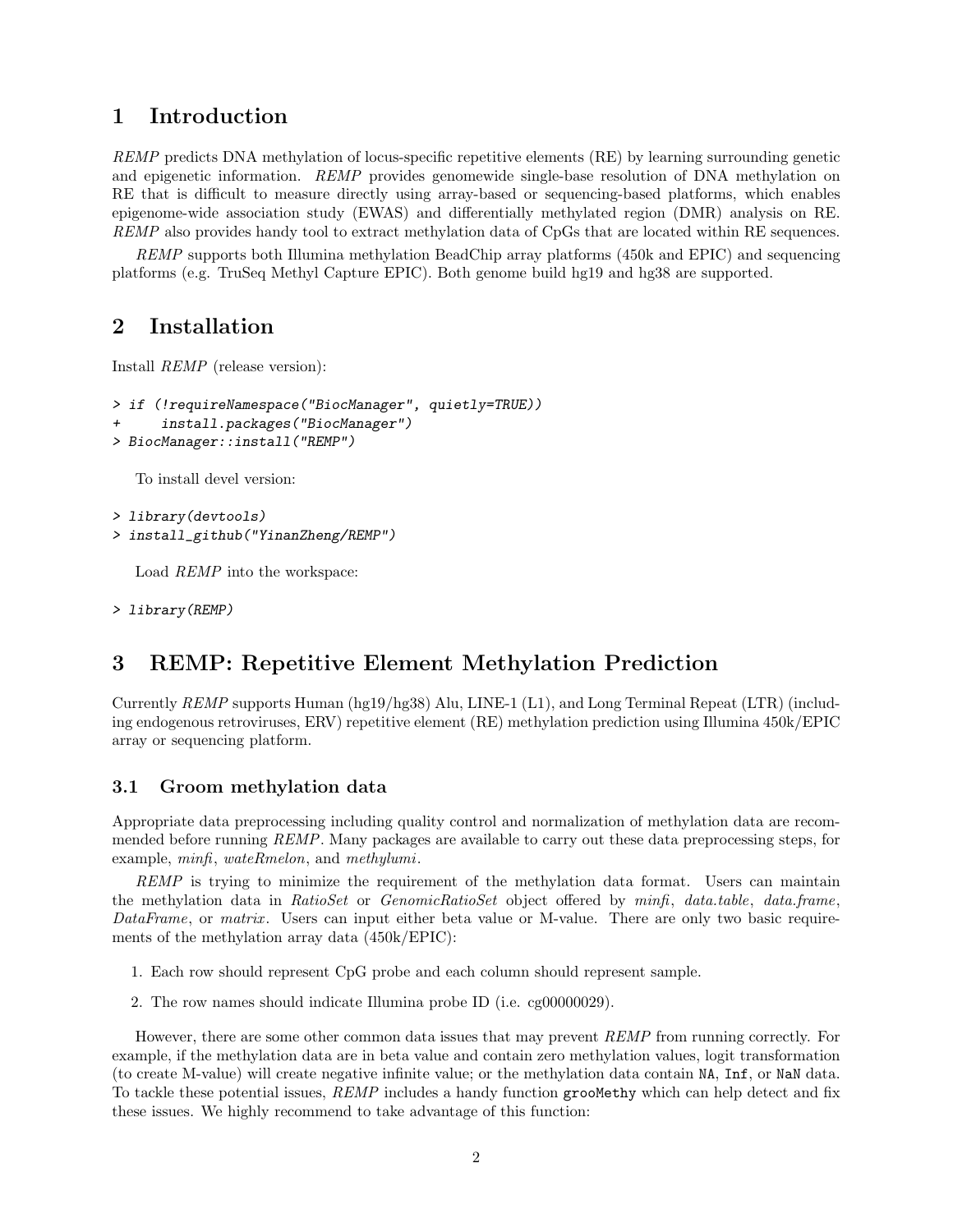# 1 Introduction

*REMP* predicts DNA methylation of locus-specific repetitive elements (RE) by learning surrounding genetic and epigenetic information. *REMP* provides genomewide single-base resolution of DNA methylation on RE that is difficult to measure directly using array-based or sequencing-based platforms, which enables epigenome-wide association study (EWAS) and differentially methylated region (DMR) analysis on RE. *REMP* also provides handy tool to extract methylation data of CpGs that are located within RE sequences.

*REMP* supports both Illumina methylation BeadChip array platforms (450k and EPIC) and sequencing platforms (e.g. TruSeq Methyl Capture EPIC). Both genome build hg19 and hg38 are supported.

# 2 Installation

Install *REMP* (release version):

```
> if (!requireNamespace("BiocManager", quietly=TRUE))
+     install.packages("BiocManager")
> BiocManager::install("REMP")
```

To install devel version:

```
> library(devtools)
> install_github("YinanZheng/REMP")
```

Load *REMP* into the workspace:

```
> library(REMP)
```

# 3 REMP: Repetitive Element Methylation Prediction

Currently *REMP* supports Human (hg19/hg38) Alu, LINE-1 (L1), and Long Terminal Repeat (LTR) (including endogenous retroviruses, ERV) repetitive element (RE) methylation prediction using Illumina 450k/EPIC array or sequencing platform.

## 3.1 Groom methylation data

Appropriate data preprocessing including quality control and normalization of methylation data are recommended before running *REMP*. Many packages are available to carry out these data preprocessing steps, for example, *minfi*, *wateRmelon*, and *methylumi*.

*REMP* is trying to minimize the requirement of the methylation data format. Users can maintain the methylation data in *RatioSet* or *GenomicRatioSet* object offered by *minfi*, *data.table*, *data.frame*, *DataFrame*, or *matrix*. Users can input either beta value or M-value. There are only two basic requirements of the methylation array data (450k/EPIC):

1. Each row should represent CpG probe and each column should represent sample.
2. The row names should indicate Illumina probe ID (i.e. cg00000029).

However, there are some other common data issues that may prevent *REMP* from running correctly. For example, if the methylation data are in beta value and contain zero methylation values, logit transformation (to create M-value) will create negative infinite value; or the methylation data contain `NA`, `Inf`, or `NaN` data. To tackle these potential issues, *REMP* includes a handy function `grooMethy` which can help detect and fix these issues. We highly recommend to take advantage of this function: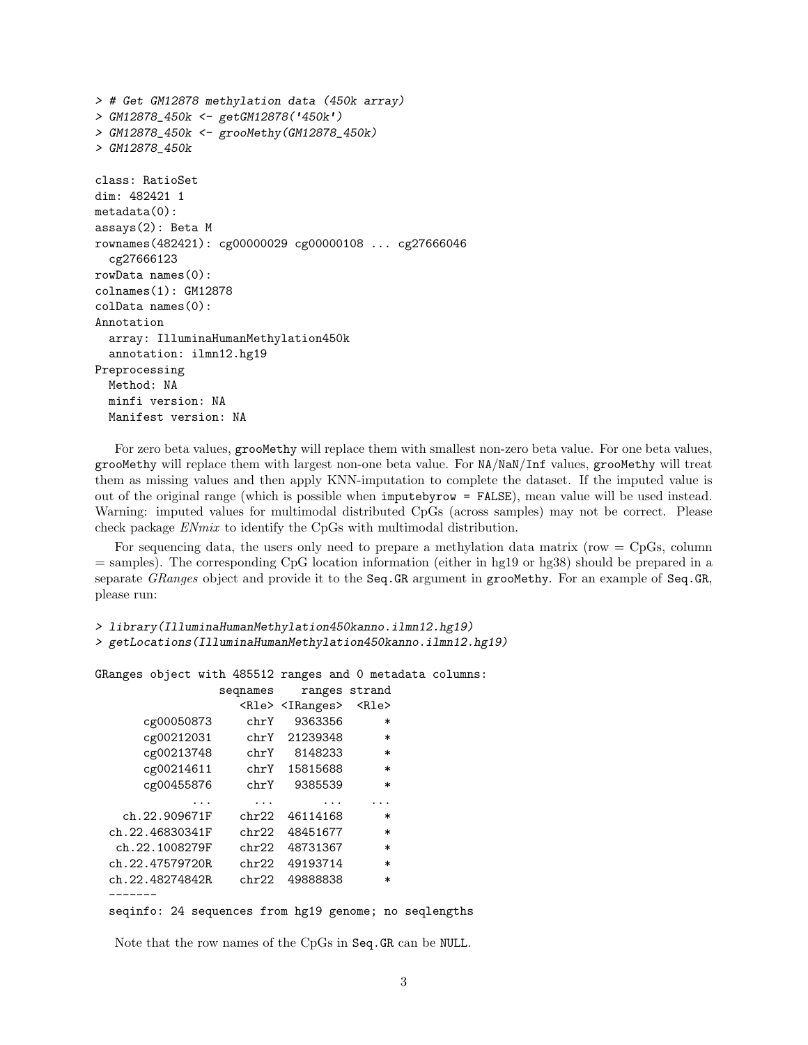```
> # Get GM12878 methylation data (450k array)
> GM12878_450k <- getGM12878('450k')
> GM12878_450k <- grooMethy(GM12878_450k)
> GM12878_450k

class: RatioSet
dim: 482421 1
metadata(0):
assays(2): Beta M
rownames(482421): cg00000029 cg00000108 ... cg27666046
  cg27666123
rowData names(0):
colnames(1): GM12878
colData names(0):
Annotation
  array: IlluminaHumanMethylation450k
  annotation: ilmn12.hg19
Preprocessing
  Method: NA
  minfi version: NA
  Manifest version: NA
```

For zero beta values, grooMethy will replace them with smallest non-zero beta value. For one beta values, grooMethy will replace them with largest non-one beta value. For NA/NaN/Inf values, grooMethy will treat them as missing values and then apply KNN-imputation to complete the dataset. If the imputed value is out of the original range (which is possible when imputebyrow = FALSE), mean value will be used instead. Warning: imputed values for multimodal distributed CpGs (across samples) may not be correct. Please check package *ENmix* to identify the CpGs with multimodal distribution.

For sequencing data, the users only need to prepare a methylation data matrix (row = CpGs, column = samples). The corresponding CpG location information (either in hg19 or hg38) should be prepared in a separate *GRanges* object and provide it to the Seq.GR argument in grooMethy. For an example of Seq.GR, please run:

```
> library(IlluminaHumanMethylation450kanno.ilmn12.hg19)
> getLocations(IlluminaHumanMethylation450kanno.ilmn12.hg19)

GRanges object with 485512 ranges and 0 metadata columns:
                  seqnames    ranges strand
                     <Rle> <IRanges>  <Rle>
       cg00050873     chrY   9363356      *
       cg00212031     chrY  21239348      *
       cg00213748     chrY   8148233      *
       cg00214611     chrY  15815688      *
       cg00455876     chrY   9385539      *
              ...      ...       ...    ...
    ch.22.909671F    chr22  46114168      *
  ch.22.46830341F    chr22  48451677      *
   ch.22.1008279F    chr22  48731367      *
  ch.22.47579720R    chr22  49193714      *
  ch.22.48274842R    chr22  49888838      *
  -------
  seqinfo: 24 sequences from hg19 genome; no seqlengths
```

Note that the row names of the CpGs in Seq.GR can be NULL.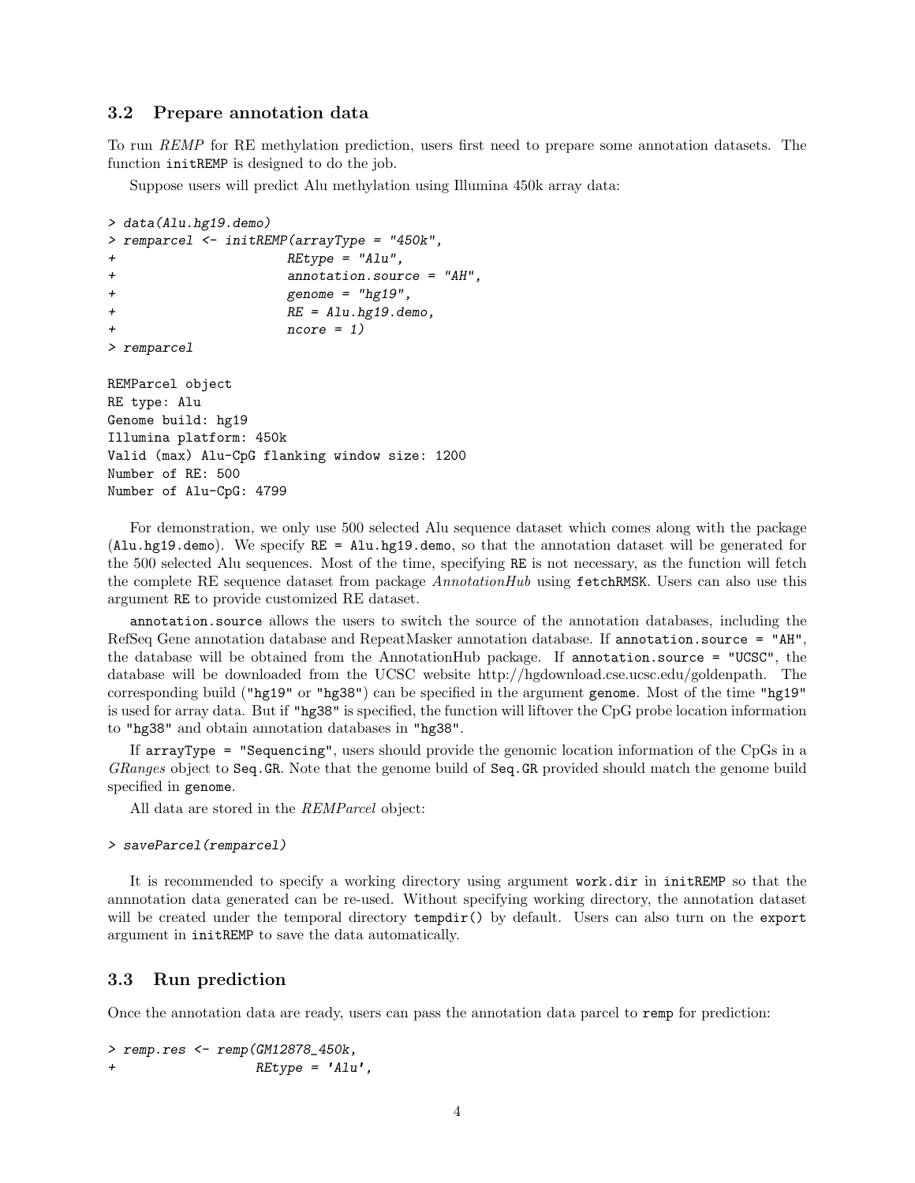### 3.2 Prepare annotation data

To run *REMP* for RE methylation prediction, users first need to prepare some annotation datasets. The function `initREMP` is designed to do the job.

Suppose users will predict Alu methylation using Illumina 450k array data:

```
> data(Alu.hg19.demo)
> remparcel <- initREMP(arrayType = "450k",
+                       REtype = "Alu",
+                       annotation.source = "AH",
+                       genome = "hg19",
+                       RE = Alu.hg19.demo,
+                       ncore = 1)
> remparcel

REMParcel object
RE type: Alu
Genome build: hg19
Illumina platform: 450k
Valid (max) Alu-CpG flanking window size: 1200
Number of RE: 500
Number of Alu-CpG: 4799
```

For demonstration, we only use 500 selected Alu sequence dataset which comes along with the package (`Alu.hg19.demo`). We specify `RE = Alu.hg19.demo`, so that the annotation dataset will be generated for the 500 selected Alu sequences. Most of the time, specifying `RE` is not necessary, as the function will fetch the complete RE sequence dataset from package *AnnotationHub* using `fetchRMSK`. Users can also use this argument `RE` to provide customized RE dataset.

`annotation.source` allows the users to switch the source of the annotation databases, including the RefSeq Gene annotation database and RepeatMasker annotation database. If `annotation.source = "AH"`, the database will be obtained from the AnnotationHub package. If `annotation.source = "UCSC"`, the database will be downloaded from the UCSC website http://hgdownload.cse.ucsc.edu/goldenpath. The corresponding build (`"hg19"` or `"hg38"`) can be specified in the argument `genome`. Most of the time `"hg19"` is used for array data. But if `"hg38"` is specified, the function will liftover the CpG probe location information to `"hg38"` and obtain annotation databases in `"hg38"`.

If `arrayType = "Sequencing"`, users should provide the genomic location information of the CpGs in a *GRanges* object to `Seq.GR`. Note that the genome build of `Seq.GR` provided should match the genome build specified in `genome`.

All data are stored in the *REMParcel* object:

```
> saveParcel(remparcel)
```

It is recommended to specify a working directory using argument `work.dir` in `initREMP` so that the annnotation data generated can be re-used. Without specifying working directory, the annotation dataset will be created under the temporal directory `tempdir()` by default. Users can also turn on the `export` argument in `initREMP` to save the data automatically.

### 3.3 Run prediction

Once the annotation data are ready, users can pass the annotation data parcel to `remp` for prediction:

```
> remp.res <- remp(GM12878_450k,
+                  REtype = 'Alu',
```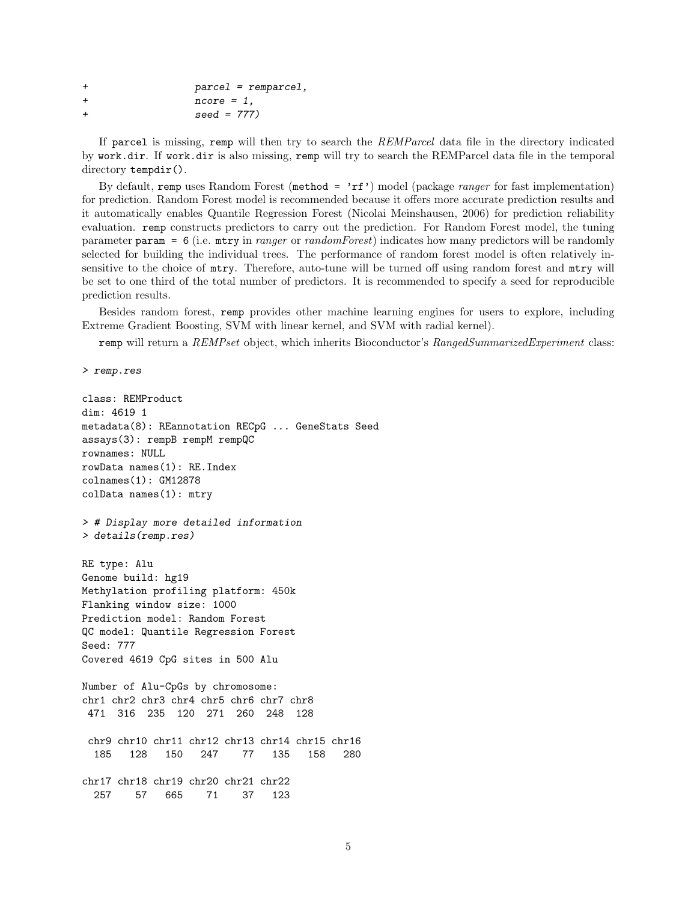```
+                   parcel = remparcel,
+                   ncore = 1,
+                   seed = 777)
```

If `parcel` is missing, `remp` will then try to search the *REMParcel* data file in the directory indicated by `work.dir`. If `work.dir` is also missing, `remp` will try to search the REMParcel data file in the temporal directory `tempdir()`.

By default, `remp` uses Random Forest (`method = 'rf'`) model (package *ranger* for fast implementation) for prediction. Random Forest model is recommended because it offers more accurate prediction results and it automatically enables Quantile Regression Forest (Nicolai Meinshausen, 2006) for prediction reliability evaluation. `remp` constructs predictors to carry out the prediction. For Random Forest model, the tuning parameter `param = 6` (i.e. `mtry` in *ranger* or *randomForest*) indicates how many predictors will be randomly selected for building the individual trees. The performance of random forest model is often relatively insensitive to the choice of `mtry`. Therefore, auto-tune will be turned off using random forest and `mtry` will be set to one third of the total number of predictors. It is recommended to specify a seed for reproducible prediction results.

Besides random forest, `remp` provides other machine learning engines for users to explore, including Extreme Gradient Boosting, SVM with linear kernel, and SVM with radial kernel).

`remp` will return a *REMPset* object, which inherits Bioconductor's *RangedSummarizedExperiment* class:

```
> remp.res

class: REMProduct
dim: 4619 1
metadata(8): REannotation RECpG ... GeneStats Seed
assays(3): rempB rempM rempQC
rownames: NULL
rowData names(1): RE.Index
colnames(1): GM12878
colData names(1): mtry

> # Display more detailed information
> details(remp.res)

RE type: Alu
Genome build: hg19
Methylation profiling platform: 450k
Flanking window size: 1000
Prediction model: Random Forest
QC model: Quantile Regression Forest
Seed: 777
Covered 4619 CpG sites in 500 Alu

Number of Alu-CpGs by chromosome:
chr1 chr2 chr3 chr4 chr5 chr6 chr7 chr8
 471  316  235  120  271  260  248  128

 chr9 chr10 chr11 chr12 chr13 chr14 chr15 chr16
  185   128   150   247    77   135   158   280

chr17 chr18 chr19 chr20 chr21 chr22
  257    57   665    71    37   123
```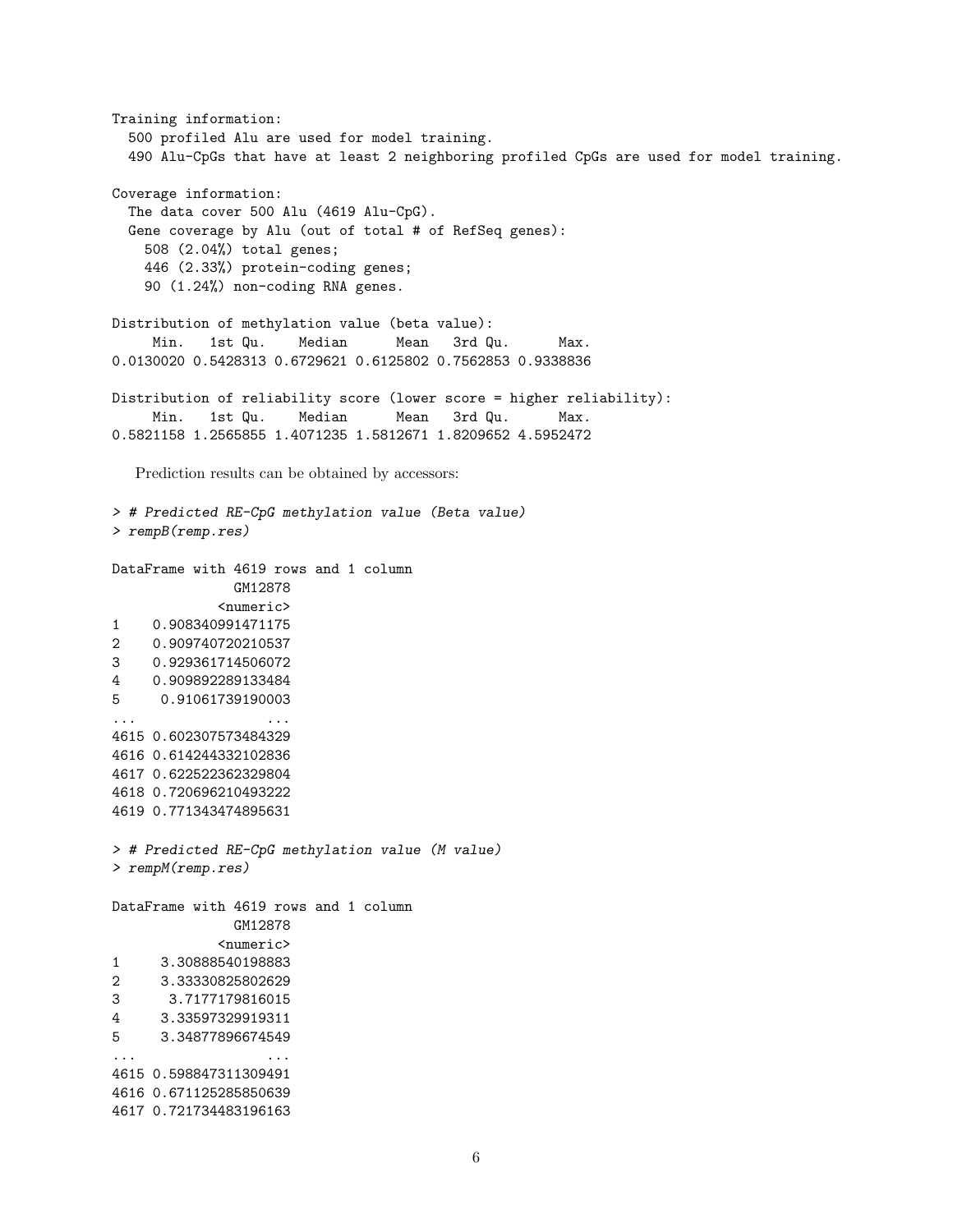```
Training information:
  500 profiled Alu are used for model training.
  490 Alu-CpGs that have at least 2 neighboring profiled CpGs are used for model training.

Coverage information:
  The data cover 500 Alu (4619 Alu-CpG).
  Gene coverage by Alu (out of total # of RefSeq genes):
    508 (2.04%) total genes;
    446 (2.33%) protein-coding genes;
    90 (1.24%) non-coding RNA genes.

Distribution of methylation value (beta value):
     Min.   1st Qu.    Median      Mean   3rd Qu.      Max.
0.0130020 0.5428313 0.6729621 0.6125802 0.7562853 0.9338836

Distribution of reliability score (lower score = higher reliability):
     Min.   1st Qu.    Median      Mean   3rd Qu.      Max.
0.5821158 1.2565855 1.4071235 1.5812671 1.8209652 4.5952472
```

Prediction results can be obtained by accessors:

```
> # Predicted RE-CpG methylation value (Beta value)
> rempB(remp.res)

DataFrame with 4619 rows and 1 column
              GM12878
            <numeric>
1    0.908340991471175
2    0.909740720210537
3    0.929361714506072
4    0.909892289133484
5     0.91061739190003
...                ...
4615 0.602307573484329
4616 0.614244332102836
4617 0.622522362329804
4618 0.720696210493222
4619 0.771343474895631

> # Predicted RE-CpG methylation value (M value)
> rempM(remp.res)

DataFrame with 4619 rows and 1 column
              GM12878
            <numeric>
1     3.30888540198883
2     3.33330825802629
3      3.7177179816015
4     3.33597329919311
5     3.34877896674549
...                ...
4615 0.598847311309491
4616 0.671125285850639
4617 0.721734483196163
```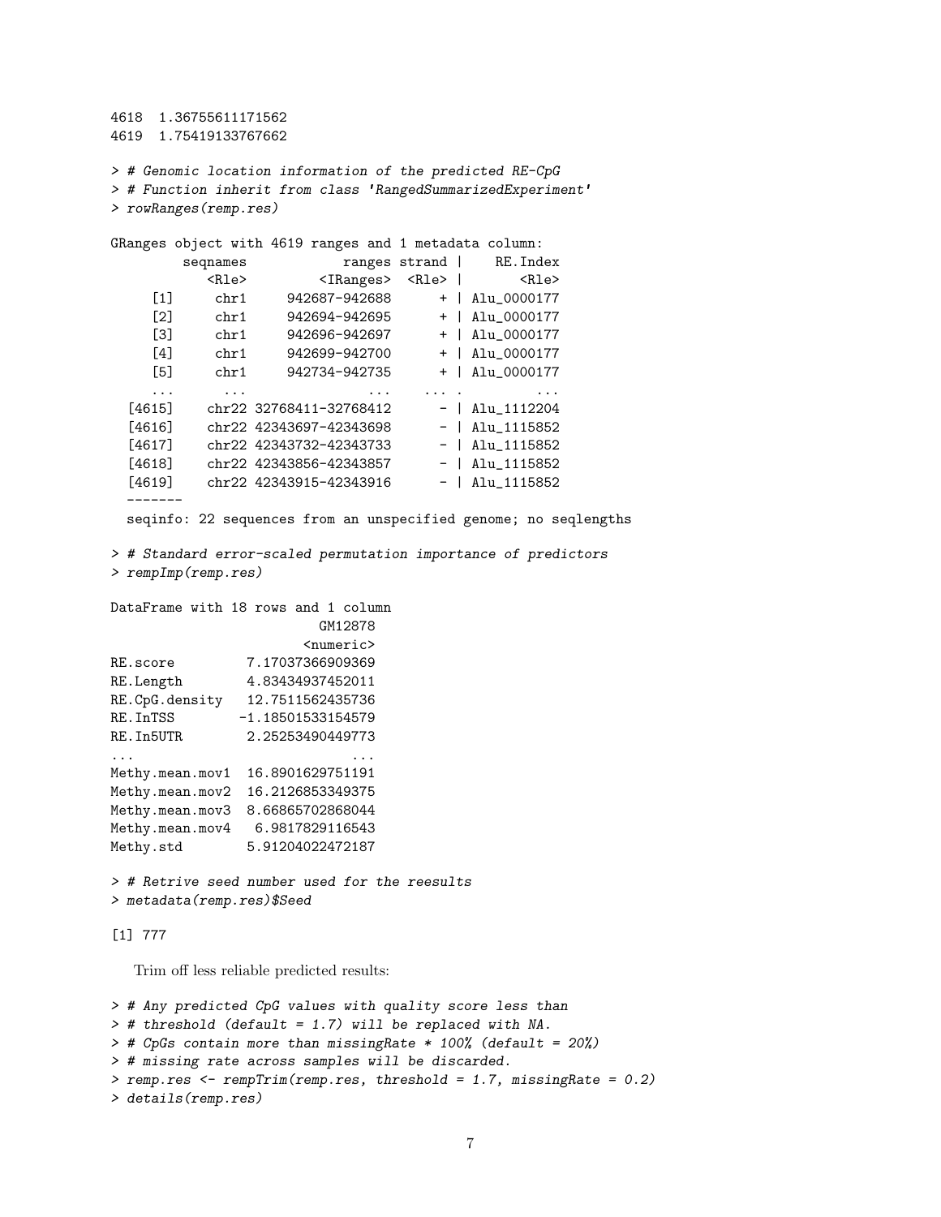```
4618  1.36755611171562
4619  1.75419133767662

> # Genomic location information of the predicted RE-CpG
> # Function inherit from class 'RangedSummarizedExperiment'
> rowRanges(remp.res)

GRanges object with 4619 ranges and 1 metadata column:
         seqnames            ranges strand |    RE.Index
            <Rle>         <IRanges>  <Rle> |       <Rle>
     [1]     chr1     942687-942688      + | Alu_0000177
     [2]     chr1     942694-942695      + | Alu_0000177
     [3]     chr1     942696-942697      + | Alu_0000177
     [4]     chr1     942699-942700      + | Alu_0000177
     [5]     chr1     942734-942735      + | Alu_0000177
     ...      ...               ...    ... .         ...
  [4615]    chr22 32768411-32768412      - | Alu_1112204
  [4616]    chr22 42343697-42343698      - | Alu_1115852
  [4617]    chr22 42343732-42343733      - | Alu_1115852
  [4618]    chr22 42343856-42343857      - | Alu_1115852
  [4619]    chr22 42343915-42343916      - | Alu_1115852
  -------
  seqinfo: 22 sequences from an unspecified genome; no seqlengths

> # Standard error-scaled permutation importance of predictors
> rempImp(remp.res)

DataFrame with 18 rows and 1 column
                          GM12878
                        <numeric>
RE.score         7.17037366909369
RE.Length        4.83434937452011
RE.CpG.density   12.7511562435736
RE.InTSS        -1.18501533154579
RE.In5UTR        2.25253490449773
...                           ...
Methy.mean.mov1  16.8901629751191
Methy.mean.mov2  16.2126853349375
Methy.mean.mov3  8.66865702868044
Methy.mean.mov4   6.9817829116543
Methy.std        5.91204022472187

> # Retrive seed number used for the reesults
> metadata(remp.res)$Seed

[1] 777
```

Trim off less reliable predicted results:

```
> # Any predicted CpG values with quality score less than
> # threshold (default = 1.7) will be replaced with NA.
> # CpGs contain more than missingRate * 100% (default = 20%)
> # missing rate across samples will be discarded.
> remp.res <- rempTrim(remp.res, threshold = 1.7, missingRate = 0.2)
> details(remp.res)
```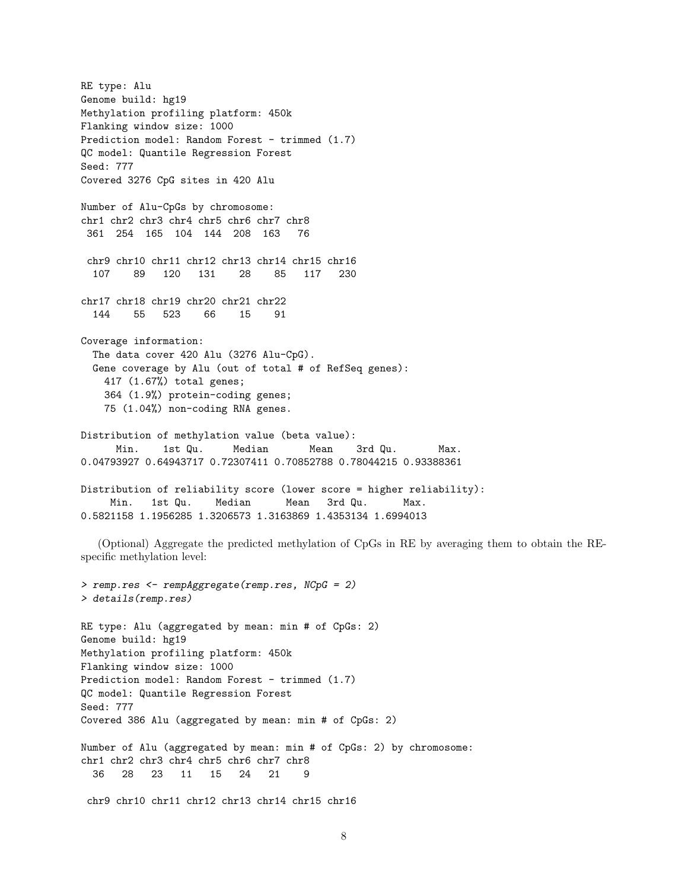```
RE type: Alu
Genome build: hg19
Methylation profiling platform: 450k
Flanking window size: 1000
Prediction model: Random Forest - trimmed (1.7)
QC model: Quantile Regression Forest
Seed: 777
Covered 3276 CpG sites in 420 Alu

Number of Alu-CpGs by chromosome:
chr1 chr2 chr3 chr4 chr5 chr6 chr7 chr8
 361  254  165  104  144  208  163   76

 chr9 chr10 chr11 chr12 chr13 chr14 chr15 chr16
  107    89   120   131    28    85   117   230

chr17 chr18 chr19 chr20 chr21 chr22
  144    55   523    66    15    91

Coverage information:
  The data cover 420 Alu (3276 Alu-CpG).
  Gene coverage by Alu (out of total # of RefSeq genes):
    417 (1.67%) total genes;
    364 (1.9%) protein-coding genes;
    75 (1.04%) non-coding RNA genes.

Distribution of methylation value (beta value):
      Min.    1st Qu.     Median       Mean    3rd Qu.       Max.
0.04793927 0.64943717 0.72307411 0.70852788 0.78044215 0.93388361

Distribution of reliability score (lower score = higher reliability):
     Min.   1st Qu.    Median      Mean   3rd Qu.      Max.
0.5821158 1.1956285 1.3206573 1.3163869 1.4353134 1.6994013
```

(Optional) Aggregate the predicted methylation of CpGs in RE by averaging them to obtain the RE-specific methylation level:

```
> remp.res <- rempAggregate(remp.res, NCpG = 2)
> details(remp.res)

RE type: Alu (aggregated by mean: min # of CpGs: 2)
Genome build: hg19
Methylation profiling platform: 450k
Flanking window size: 1000
Prediction model: Random Forest - trimmed (1.7)
QC model: Quantile Regression Forest
Seed: 777
Covered 386 Alu (aggregated by mean: min # of CpGs: 2)

Number of Alu (aggregated by mean: min # of CpGs: 2) by chromosome:
chr1 chr2 chr3 chr4 chr5 chr6 chr7 chr8
  36   28   23   11   15   24   21    9

 chr9 chr10 chr11 chr12 chr13 chr14 chr15 chr16
```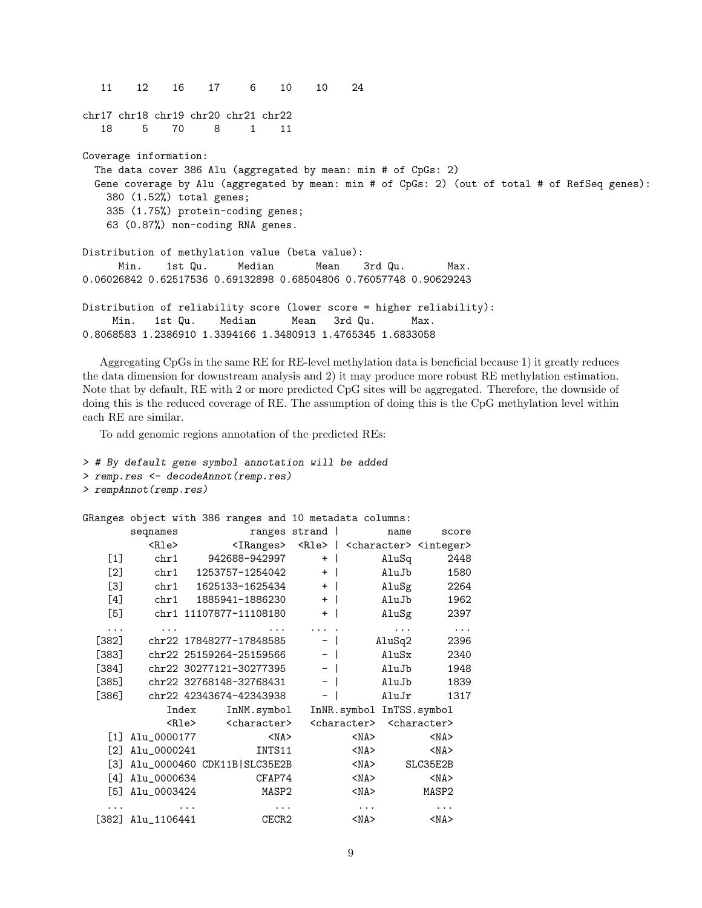```
  11    12    16    17     6    10    10    24

chr17 chr18 chr19 chr20 chr21 chr22
   18     5    70     8     1    11

Coverage information:
  The data cover 386 Alu (aggregated by mean: min # of CpGs: 2)
  Gene coverage by Alu (aggregated by mean: min # of CpGs: 2) (out of total # of RefSeq genes):
    380 (1.52%) total genes;
    335 (1.75%) protein-coding genes;
    63 (0.87%) non-coding RNA genes.

Distribution of methylation value (beta value):
      Min.    1st Qu.     Median       Mean    3rd Qu.       Max.
0.06026842 0.62517536 0.69132898 0.68504806 0.76057748 0.90629243

Distribution of reliability score (lower score = higher reliability):
     Min.   1st Qu.    Median      Mean   3rd Qu.      Max.
0.8068583 1.2386910 1.3394166 1.3480913 1.4765345 1.6833058
```

Aggregating CpGs in the same RE for RE-level methylation data is beneficial because 1) it greatly reduces the data dimension for downstream analysis and 2) it may produce more robust RE methylation estimation. Note that by default, RE with 2 or more predicted CpG sites will be aggregated. Therefore, the downside of doing this is the reduced coverage of RE. The assumption of doing this is the CpG methylation level within each RE are similar.

To add genomic regions annotation of the predicted REs:

```
> # By default gene symbol annotation will be added
> remp.res <- decodeAnnot(remp.res)
> rempAnnot(remp.res)

GRanges object with 386 ranges and 10 metadata columns:
        seqnames            ranges strand |        name     score
           <Rle>         <IRanges>  <Rle> | <character> <integer>
    [1]     chr1     942688-942997      + |       AluSq      2448
    [2]     chr1   1253757-1254042      + |       AluJb      1580
    [3]     chr1   1625133-1625434      + |       AluSg      2264
    [4]     chr1   1885941-1886230      + |       AluJb      1962
    [5]     chr1 11107877-11108180      + |       AluSg      2397
    ...      ...               ...    ... .         ...       ...
  [382]    chr22 17848277-17848585      - |      AluSq2      2396
  [383]    chr22 25159264-25159566      - |       AluSx      2340
  [384]    chr22 30277121-30277395      - |       AluJb      1948
  [385]    chr22 32768148-32768431      - |       AluJb      1839
  [386]    chr22 42343674-42343938      - |       AluJr      1317
              Index     InNM.symbol   InNR.symbol InTSS.symbol
              <Rle>     <character>   <character>  <character>
    [1] Alu_0000177            <NA>          <NA>         <NA>
    [2] Alu_0000241          INTS11          <NA>         <NA>
    [3] Alu_0000460 CDK11B|SLC35E2B          <NA>     SLC35E2B
    [4] Alu_0000634          CFAP74          <NA>         <NA>
    [5] Alu_0003424           MASP2          <NA>        MASP2
    ...         ...             ...           ...          ...
  [382] Alu_1106441           CECR2          <NA>         <NA>
```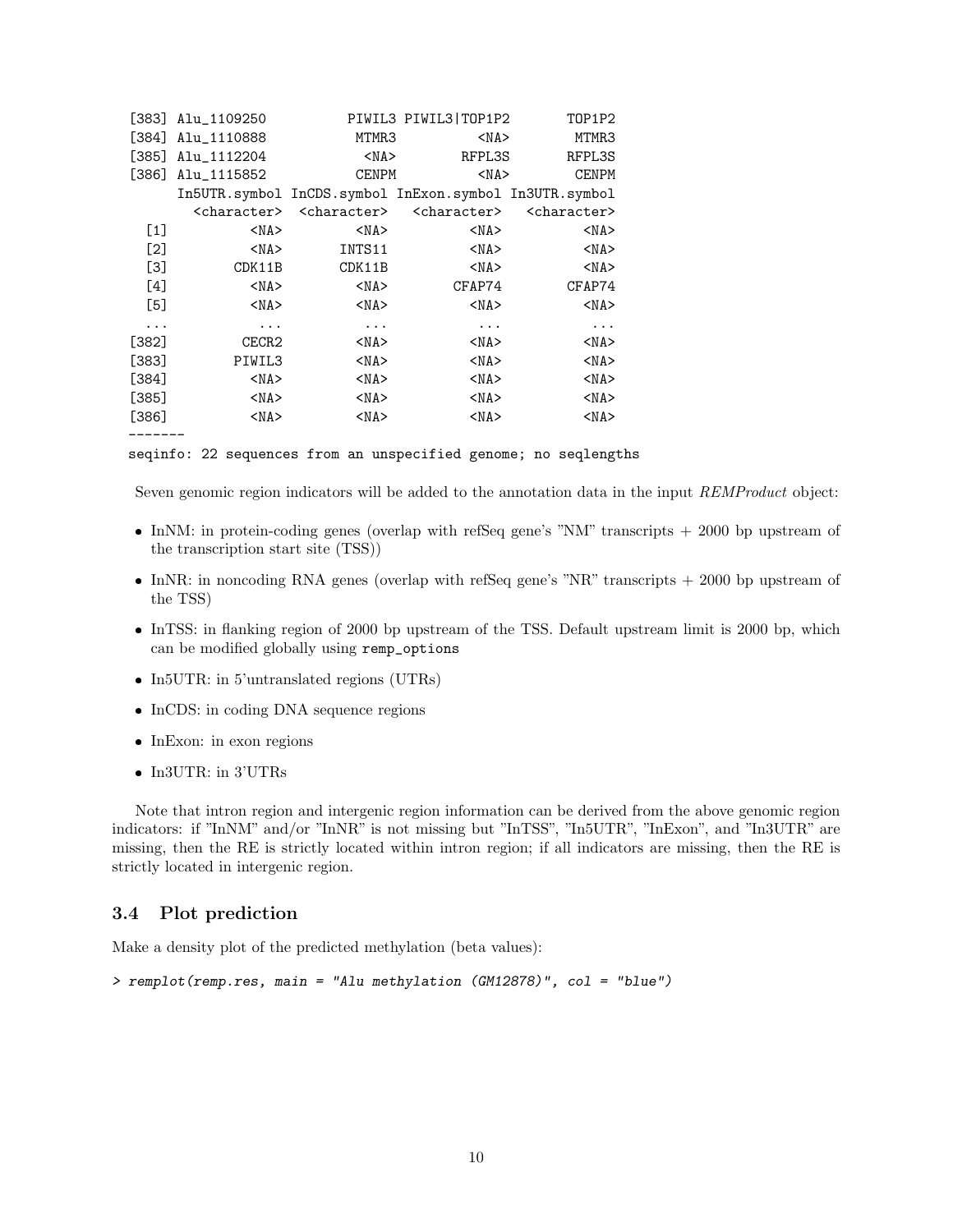```
[383] Alu_1109250          PIWIL3 PIWIL3|TOP1P2       TOP1P2
[384] Alu_1110888           MTMR3          <NA>        MTMR3
[385] Alu_1112204            <NA>        RFPL3S       RFPL3S
[386] Alu_1115852           CENPM          <NA>        CENPM
      In5UTR.symbol InCDS.symbol InExon.symbol In3UTR.symbol
        <character>  <character>   <character>   <character>
  [1]          <NA>         <NA>          <NA>          <NA>
  [2]          <NA>       INTS11          <NA>          <NA>
  [3]        CDK11B       CDK11B          <NA>          <NA>
  [4]          <NA>         <NA>        CFAP74        CFAP74
  [5]          <NA>         <NA>          <NA>          <NA>
  ...           ...          ...           ...           ...
[382]         CECR2         <NA>          <NA>          <NA>
[383]        PIWIL3         <NA>          <NA>          <NA>
[384]          <NA>         <NA>          <NA>          <NA>
[385]          <NA>         <NA>          <NA>          <NA>
[386]          <NA>         <NA>          <NA>          <NA>
-------
seqinfo: 22 sequences from an unspecified genome; no seqlengths
```

Seven genomic region indicators will be added to the annotation data in the input *REMProduct* object:

- InNM: in protein-coding genes (overlap with refSeq gene's "NM" transcripts + 2000 bp upstream of the transcription start site (TSS))
- InNR: in noncoding RNA genes (overlap with refSeq gene's "NR" transcripts + 2000 bp upstream of the TSS)
- InTSS: in flanking region of 2000 bp upstream of the TSS. Default upstream limit is 2000 bp, which can be modified globally using `remp_options`
- In5UTR: in 5'untranslated regions (UTRs)
- InCDS: in coding DNA sequence regions
- InExon: in exon regions
- In3UTR: in 3'UTRs

Note that intron region and intergenic region information can be derived from the above genomic region indicators: if "InNM" and/or "InNR" is not missing but "InTSS", "In5UTR", "InExon", and "In3UTR" are missing, then the RE is strictly located within intron region; if all indicators are missing, then the RE is strictly located in intergenic region.

### 3.4 Plot prediction

Make a density plot of the predicted methylation (beta values):

```
> remplot(remp.res, main = "Alu methylation (GM12878)", col = "blue")
```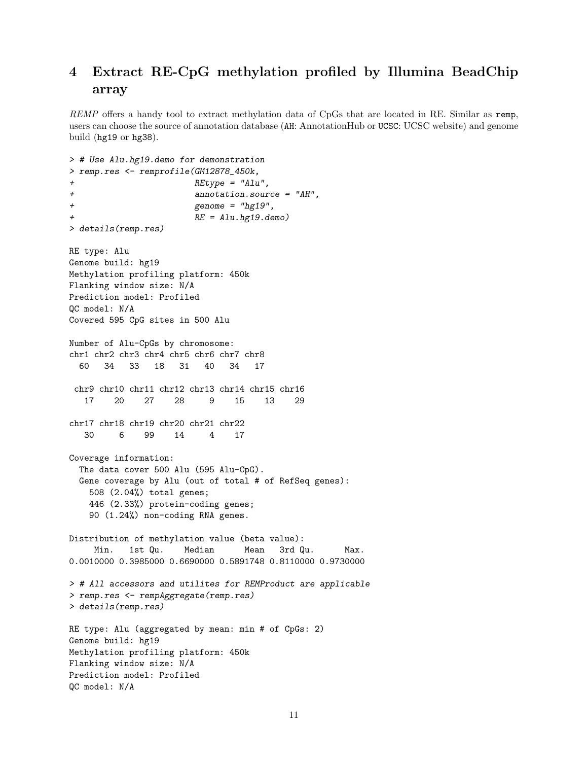## 4 Extract RE-CpG methylation profiled by Illumina BeadChip array

*REMP* offers a handy tool to extract methylation data of CpGs that are located in RE. Similar as `remp`, users can choose the source of annotation database (`AH`: AnnotationHub or `UCSC`: UCSC website) and genome build (`hg19` or `hg38`).

```
> # Use Alu.hg19.demo for demonstration
> remp.res <- remprofile(GM12878_450k,
+                        REtype = "Alu",
+                        annotation.source = "AH",
+                        genome = "hg19",
+                        RE = Alu.hg19.demo)
> details(remp.res)

RE type: Alu
Genome build: hg19
Methylation profiling platform: 450k
Flanking window size: N/A
Prediction model: Profiled
QC model: N/A
Covered 595 CpG sites in 500 Alu

Number of Alu-CpGs by chromosome:
chr1 chr2 chr3 chr4 chr5 chr6 chr7 chr8
  60   34   33   18   31   40   34   17

 chr9 chr10 chr11 chr12 chr13 chr14 chr15 chr16
   17    20    27    28     9    15    13    29

chr17 chr18 chr19 chr20 chr21 chr22
   30     6    99    14     4    17

Coverage information:
  The data cover 500 Alu (595 Alu-CpG).
  Gene coverage by Alu (out of total # of RefSeq genes):
    508 (2.04%) total genes;
    446 (2.33%) protein-coding genes;
    90 (1.24%) non-coding RNA genes.

Distribution of methylation value (beta value):
     Min.   1st Qu.    Median      Mean   3rd Qu.      Max.
0.0010000 0.3985000 0.6690000 0.5891748 0.8110000 0.9730000

> # All accessors and utilites for REMProduct are applicable
> remp.res <- rempAggregate(remp.res)
> details(remp.res)

RE type: Alu (aggregated by mean: min # of CpGs: 2)
Genome build: hg19
Methylation profiling platform: 450k
Flanking window size: N/A
Prediction model: Profiled
QC model: N/A
```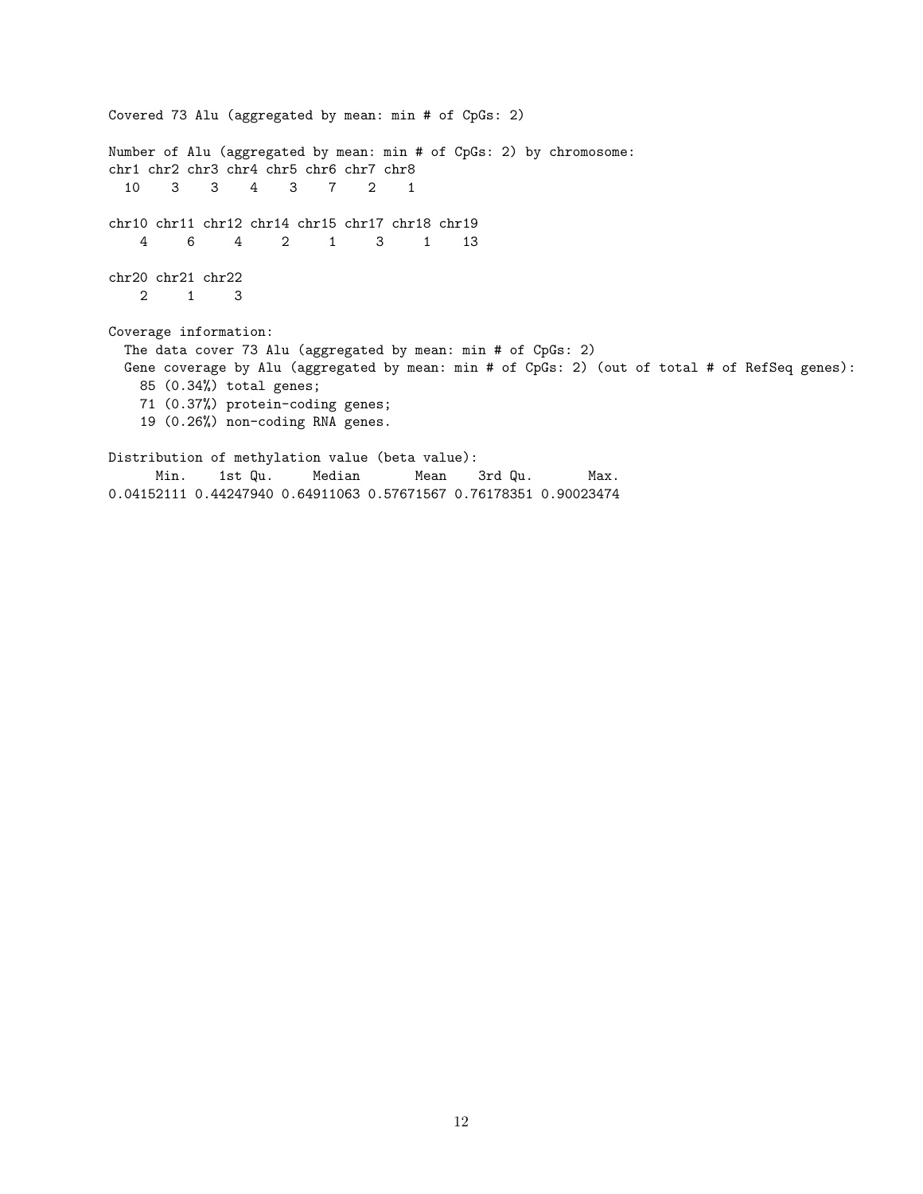```
Covered 73 Alu (aggregated by mean: min # of CpGs: 2)

Number of Alu (aggregated by mean: min # of CpGs: 2) by chromosome:
chr1 chr2 chr3 chr4 chr5 chr6 chr7 chr8
  10    3    3    4    3    7    2    1

chr10 chr11 chr12 chr14 chr15 chr17 chr18 chr19
    4     6     4     2     1     3     1    13

chr20 chr21 chr22
    2     1     3

Coverage information:
  The data cover 73 Alu (aggregated by mean: min # of CpGs: 2)
  Gene coverage by Alu (aggregated by mean: min # of CpGs: 2) (out of total # of RefSeq genes):
    85 (0.34%) total genes;
    71 (0.37%) protein-coding genes;
    19 (0.26%) non-coding RNA genes.

Distribution of methylation value (beta value):
      Min.    1st Qu.     Median       Mean    3rd Qu.       Max.
0.04152111 0.44247940 0.64911063 0.57671567 0.76178351 0.90023474
```